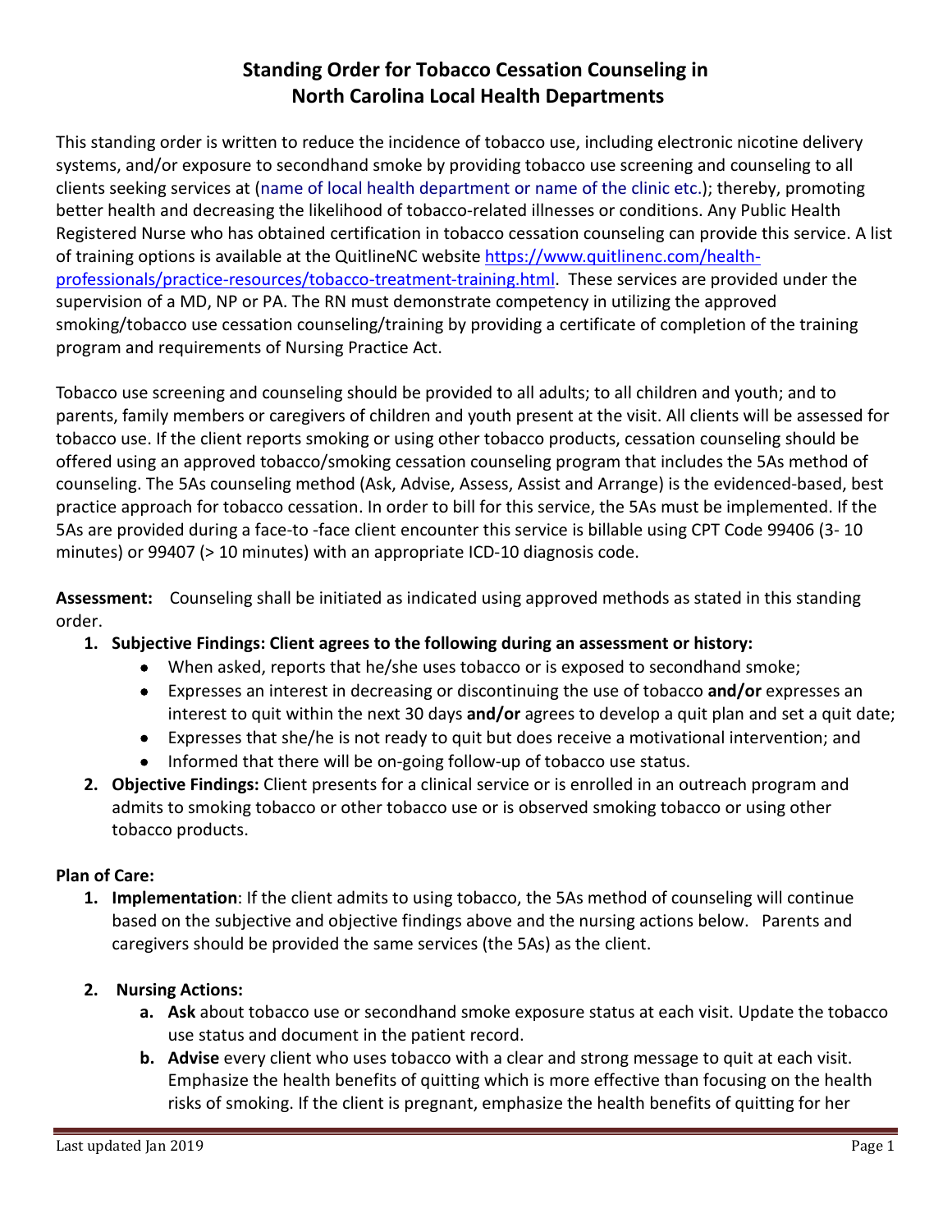# Standing Order for Tobacco Cessation Counseling in North Carolina Local Health Departments

This standing order is written to reduce the incidence of tobacco use, including electronic nicotine delivery systems, and/or exposure to secondhand smoke by providing tobacco use screening and counseling to all clients seeking services at (name of local health department or name of the clinic etc.); thereby, promoting better health and decreasing the likelihood of tobacco-related illnesses or conditions. Any Public Health Registered Nurse who has obtained certification in tobacco cessation counseling can provide this service. A list of training options is available at the QuitlineNC website [https://www.quitlinenc.com/health-professionals/practice-resources/tobacco-treatment-training.html](https://www.quitlinenc.com/health-professionals/practice-resources/tobacco-treatment-training.html). These services are provided under the supervision of a MD, NP or PA. The RN must demonstrate competency in utilizing the approved smoking/tobacco use cessation counseling/training by providing a certificate of completion of the training program and requirements of Nursing Practice Act.

Tobacco use screening and counseling should be provided to all adults; to all children and youth; and to parents, family members or caregivers of children and youth present at the visit. All clients will be assessed for tobacco use. If the client reports smoking or using other tobacco products, cessation counseling should be offered using an approved tobacco/smoking cessation counseling program that includes the 5As method of counseling. The 5As counseling method (Ask, Advise, Assess, Assist and Arrange) is the evidenced-based, best practice approach for tobacco cessation. In order to bill for this service, the 5As must be implemented. If the 5As are provided during a face-to -face client encounter this service is billable using CPT Code 99406 (3- 10 minutes) or 99407 (> 10 minutes) with an appropriate ICD-10 diagnosis code.

**Assessment:** Counseling shall be initiated as indicated using approved methods as stated in this standing order.

1. **Subjective Findings: Client agrees to the following during an assessment or history:**
   - When asked, reports that he/she uses tobacco or is exposed to secondhand smoke;
   - Expresses an interest in decreasing or discontinuing the use of tobacco **and/or** expresses an interest to quit within the next 30 days **and/or** agrees to develop a quit plan and set a quit date;
   - Expresses that she/he is not ready to quit but does receive a motivational intervention; and
   - Informed that there will be on-going follow-up of tobacco use status.
2. **Objective Findings:** Client presents for a clinical service or is enrolled in an outreach program and admits to smoking tobacco or other tobacco use or is observed smoking tobacco or using other tobacco products.

**Plan of Care:**

1. **Implementation**: If the client admits to using tobacco, the 5As method of counseling will continue based on the subjective and objective findings above and the nursing actions below. Parents and caregivers should be provided the same services (the 5As) as the client.

2. **Nursing Actions:**
   a. **Ask** about tobacco use or secondhand smoke exposure status at each visit. Update the tobacco use status and document in the patient record.
   b. **Advise** every client who uses tobacco with a clear and strong message to quit at each visit. Emphasize the health benefits of quitting which is more effective than focusing on the health risks of smoking. If the client is pregnant, emphasize the health benefits of quitting for her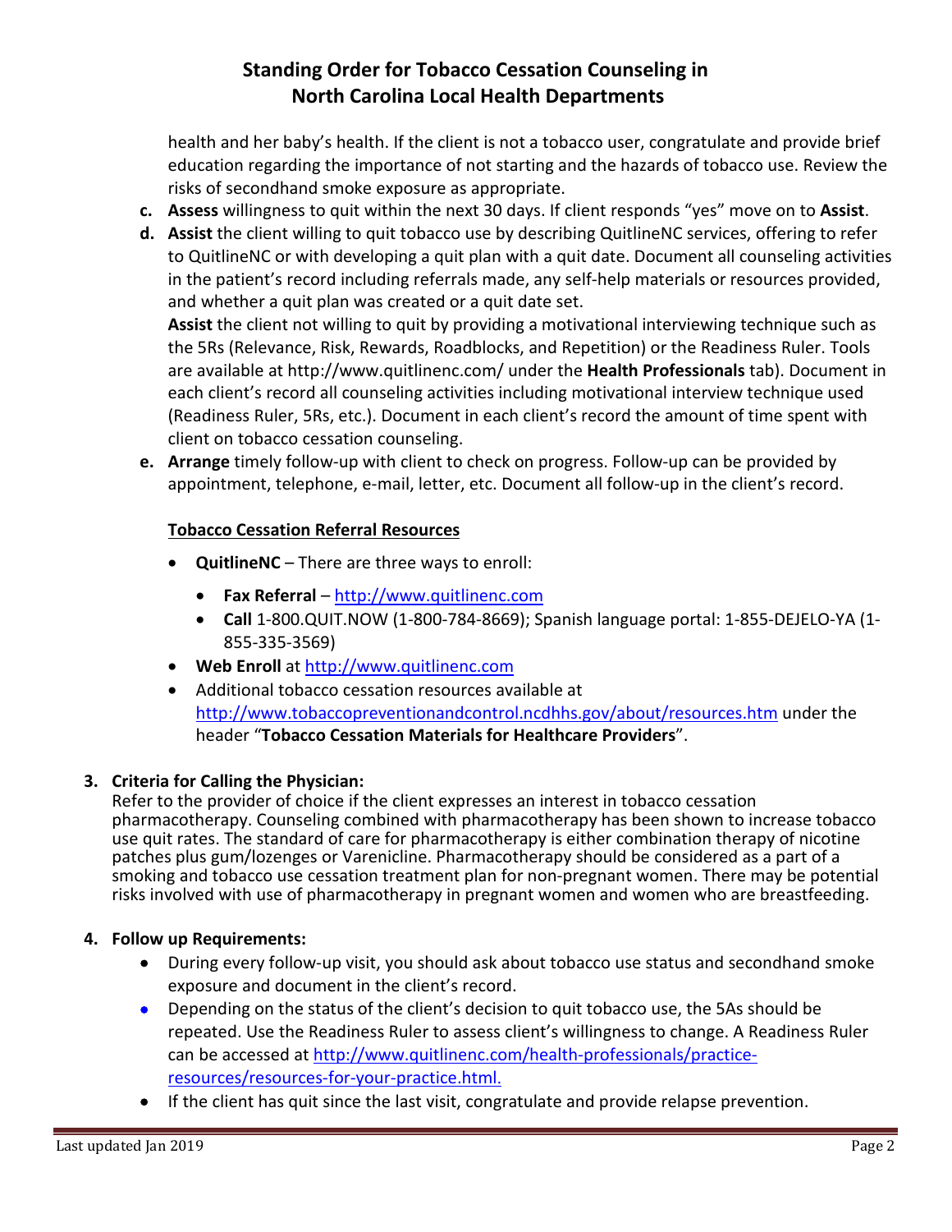health and her baby's health. If the client is not a tobacco user, congratulate and provide brief education regarding the importance of not starting and the hazards of tobacco use. Review the risks of secondhand smoke exposure as appropriate.

c. **Assess** willingness to quit within the next 30 days. If client responds "yes" move on to **Assist**.

d. **Assist** the client willing to quit tobacco use by describing QuitlineNC services, offering to refer to QuitlineNC or with developing a quit plan with a quit date. Document all counseling activities in the patient's record including referrals made, any self-help materials or resources provided, and whether a quit plan was created or a quit date set.

   **Assist** the client not willing to quit by providing a motivational interviewing technique such as the 5Rs (Relevance, Risk, Rewards, Roadblocks, and Repetition) or the Readiness Ruler. Tools are available at http://www.quitlinenc.com/ under the **Health Professionals** tab). Document in each client's record all counseling activities including motivational interview technique used (Readiness Ruler, 5Rs, etc.). Document in each client's record the amount of time spent with client on tobacco cessation counseling.

e. **Arrange** timely follow-up with client to check on progress. Follow-up can be provided by appointment, telephone, e-mail, letter, etc. Document all follow-up in the client's record.

<u>**Tobacco Cessation Referral Resources**</u>

- **QuitlineNC** – There are three ways to enroll:
  - **Fax Referral** – http://www.quitlinenc.com
  - **Call** 1-800.QUIT.NOW (1-800-784-8669); Spanish language portal: 1-855-DEJELO-YA (1-855-335-3569)
- **Web Enroll** at http://www.quitlinenc.com
- Additional tobacco cessation resources available at http://www.tobaccopreventionandcontrol.ncdhhs.gov/about/resources.htm under the header "**Tobacco Cessation Materials for Healthcare Providers**".

**3. Criteria for Calling the Physician:**

Refer to the provider of choice if the client expresses an interest in tobacco cessation pharmacotherapy. Counseling combined with pharmacotherapy has been shown to increase tobacco use quit rates. The standard of care for pharmacotherapy is either combination therapy of nicotine patches plus gum/lozenges or Varenicline. Pharmacotherapy should be considered as a part of a smoking and tobacco use cessation treatment plan for non-pregnant women. There may be potential risks involved with use of pharmacotherapy in pregnant women and women who are breastfeeding.

**4. Follow up Requirements:**

- During every follow-up visit, you should ask about tobacco use status and secondhand smoke exposure and document in the client's record.
- Depending on the status of the client's decision to quit tobacco use, the 5As should be repeated. Use the Readiness Ruler to assess client's willingness to change. A Readiness Ruler can be accessed at http://www.quitlinenc.com/health-professionals/practice-resources/resources-for-your-practice.html.
- If the client has quit since the last visit, congratulate and provide relapse prevention.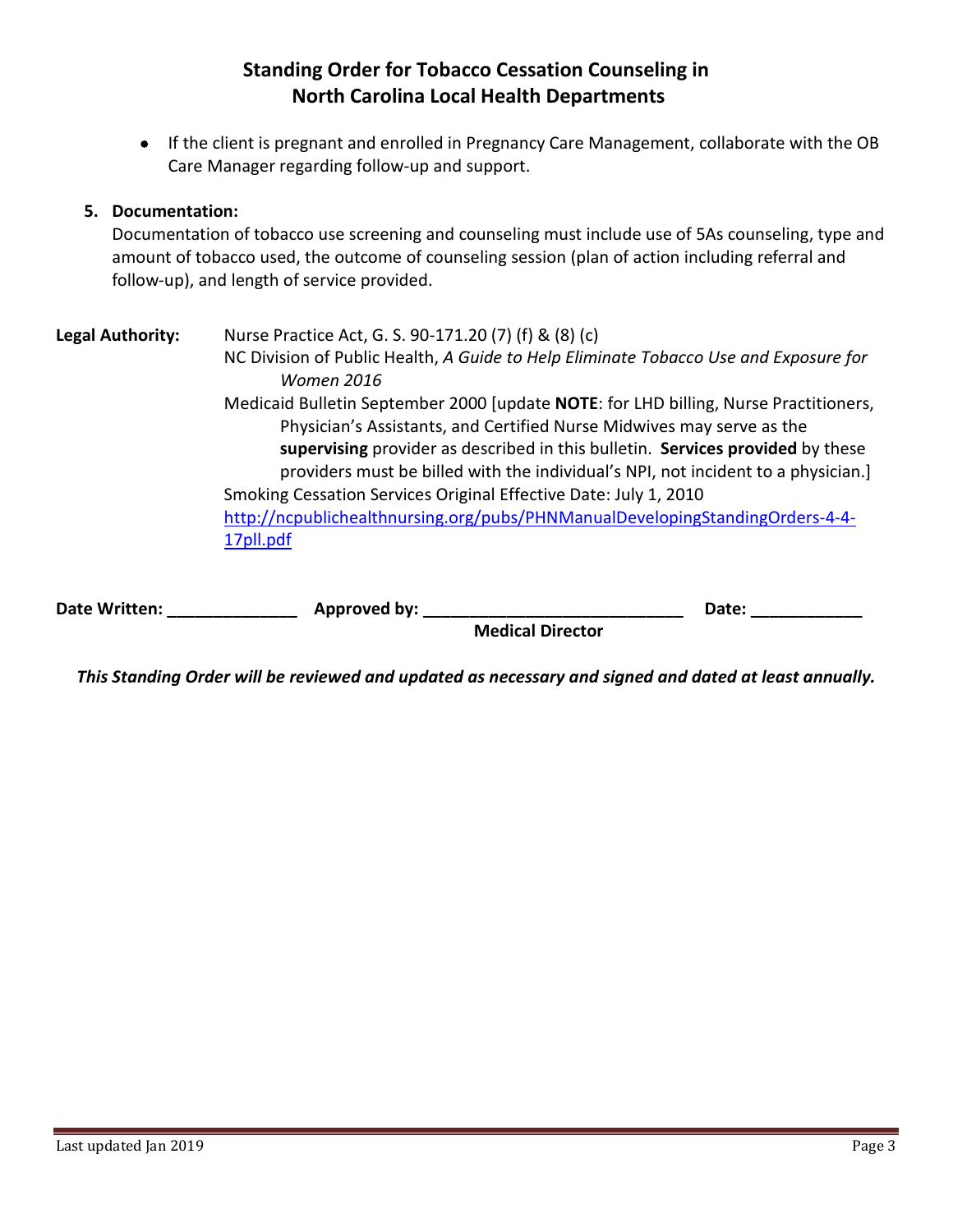# Standing Order for Tobacco Cessation Counseling in North Carolina Local Health Departments

- If the client is pregnant and enrolled in Pregnancy Care Management, collaborate with the OB Care Manager regarding follow-up and support.

5. **Documentation:**
   Documentation of tobacco use screening and counseling must include use of 5As counseling, type and amount of tobacco used, the outcome of counseling session (plan of action including referral and follow-up), and length of service provided.

**Legal Authority:** Nurse Practice Act, G. S. 90-171.20 (7) (f) & (8) (c)
NC Division of Public Health, *A Guide to Help Eliminate Tobacco Use and Exposure for Women 2016*
Medicaid Bulletin September 2000 [update **NOTE**: for LHD billing, Nurse Practitioners, Physician's Assistants, and Certified Nurse Midwives may serve as the **supervising** provider as described in this bulletin. **Services provided** by these providers must be billed with the individual's NPI, not incident to a physician.]
Smoking Cessation Services Original Effective Date: July 1, 2010
http://ncpublichealthnursing.org/pubs/PHNManualDevelopingStandingOrders-4-4-17pll.pdf

**Date Written:** ______________ **Approved by:** ____________________________ **Date:** ____________
**Medical Director**

***This Standing Order will be reviewed and updated as necessary and signed and dated at least annually.***

Last updated Jan 2019